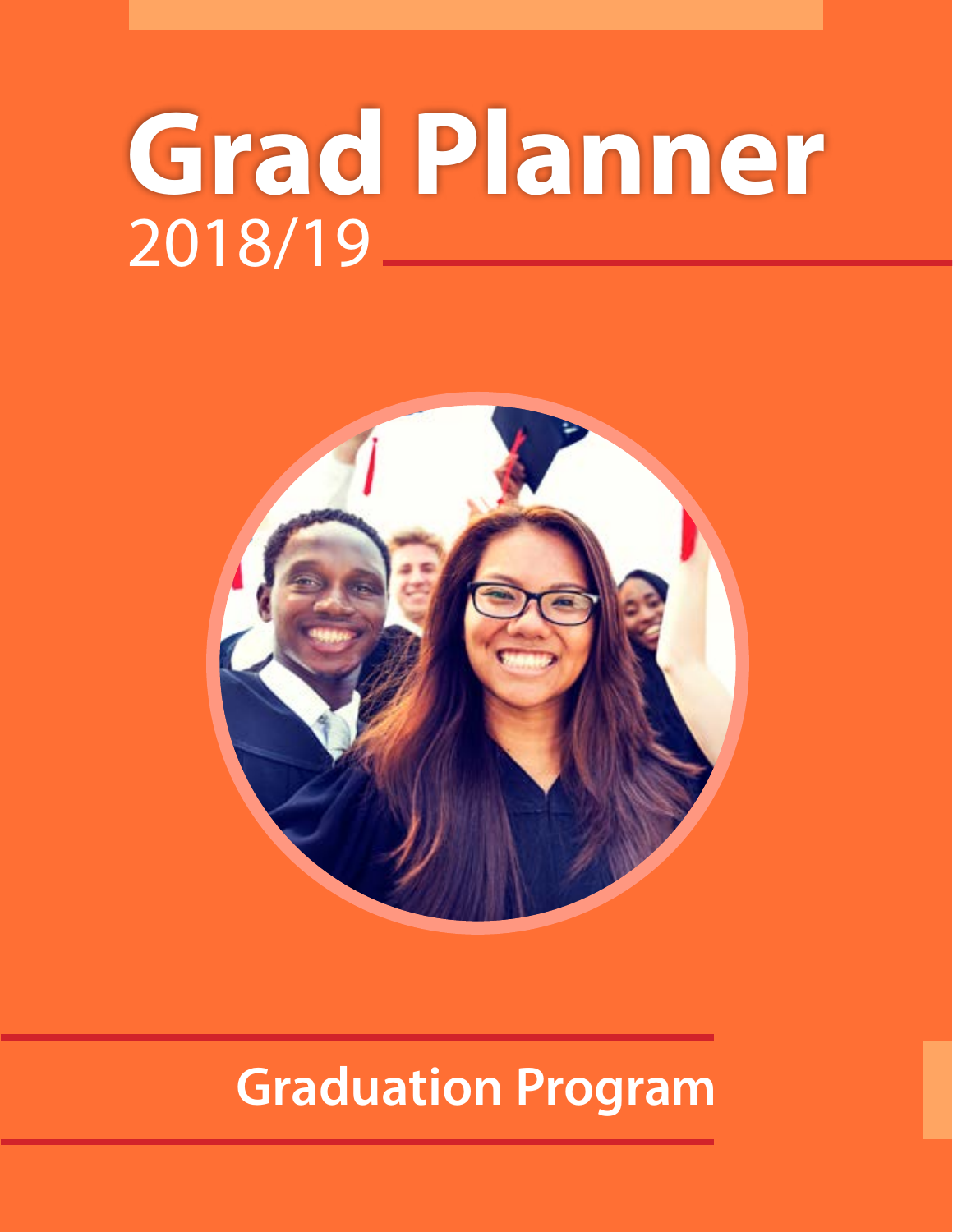# Grad Planner

2018/19

## Graduation Program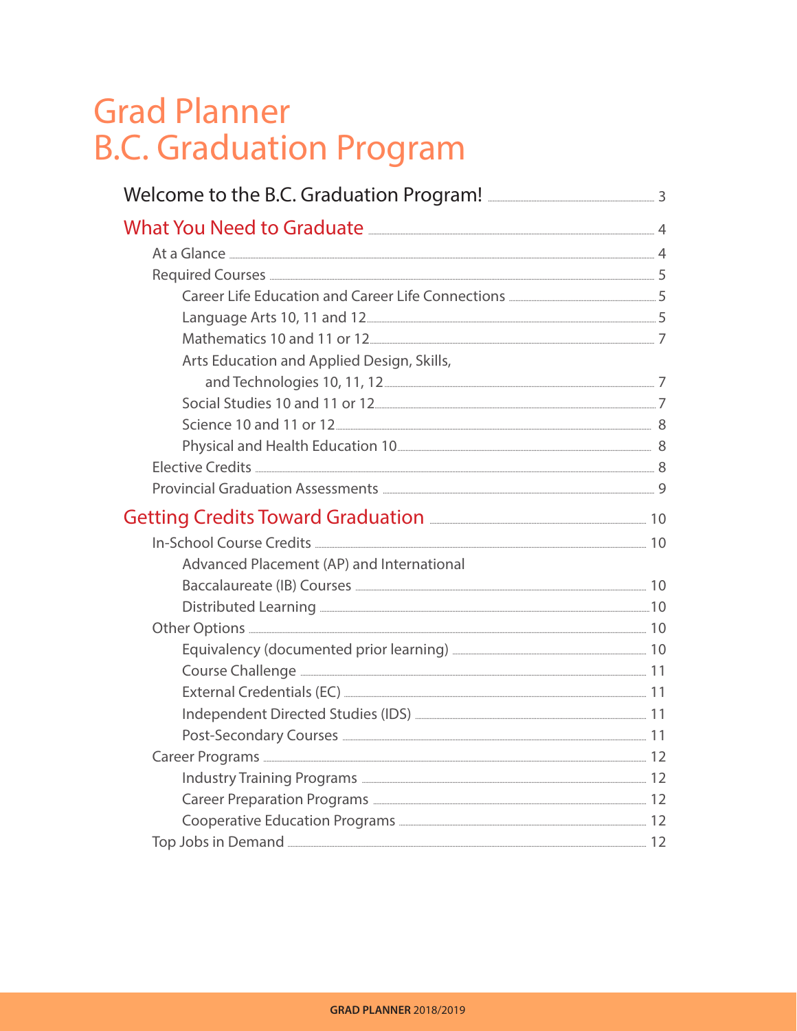# Grad Planner
# B.C. Graduation Program

- Welcome to the B.C. Graduation Program! ..... 3
- What You Need to Graduate ..... 4
  - At a Glance ..... 4
  - Required Courses ..... 5
    - Career Life Education and Career Life Connections ..... 5
    - Language Arts 10, 11 and 12 ..... 5
    - Mathematics 10 and 11 or 12 ..... 7
    - Arts Education and Applied Design, Skills, and Technologies 10, 11, 12 ..... 7
    - Social Studies 10 and 11 or 12 ..... 7
    - Science 10 and 11 or 12 ..... 8
    - Physical and Health Education 10 ..... 8
  - Elective Credits ..... 8
  - Provincial Graduation Assessments ..... 9
- Getting Credits Toward Graduation ..... 10
  - In-School Course Credits ..... 10
    - Advanced Placement (AP) and International Baccalaureate (IB) Courses ..... 10
    - Distributed Learning ..... 10
  - Other Options ..... 10
    - Equivalency (documented prior learning) ..... 10
    - Course Challenge ..... 11
    - External Credentials (EC) ..... 11
    - Independent Directed Studies (IDS) ..... 11
    - Post-Secondary Courses ..... 11
  - Career Programs ..... 12
    - Industry Training Programs ..... 12
    - Career Preparation Programs ..... 12
    - Cooperative Education Programs ..... 12
  - Top Jobs in Demand ..... 12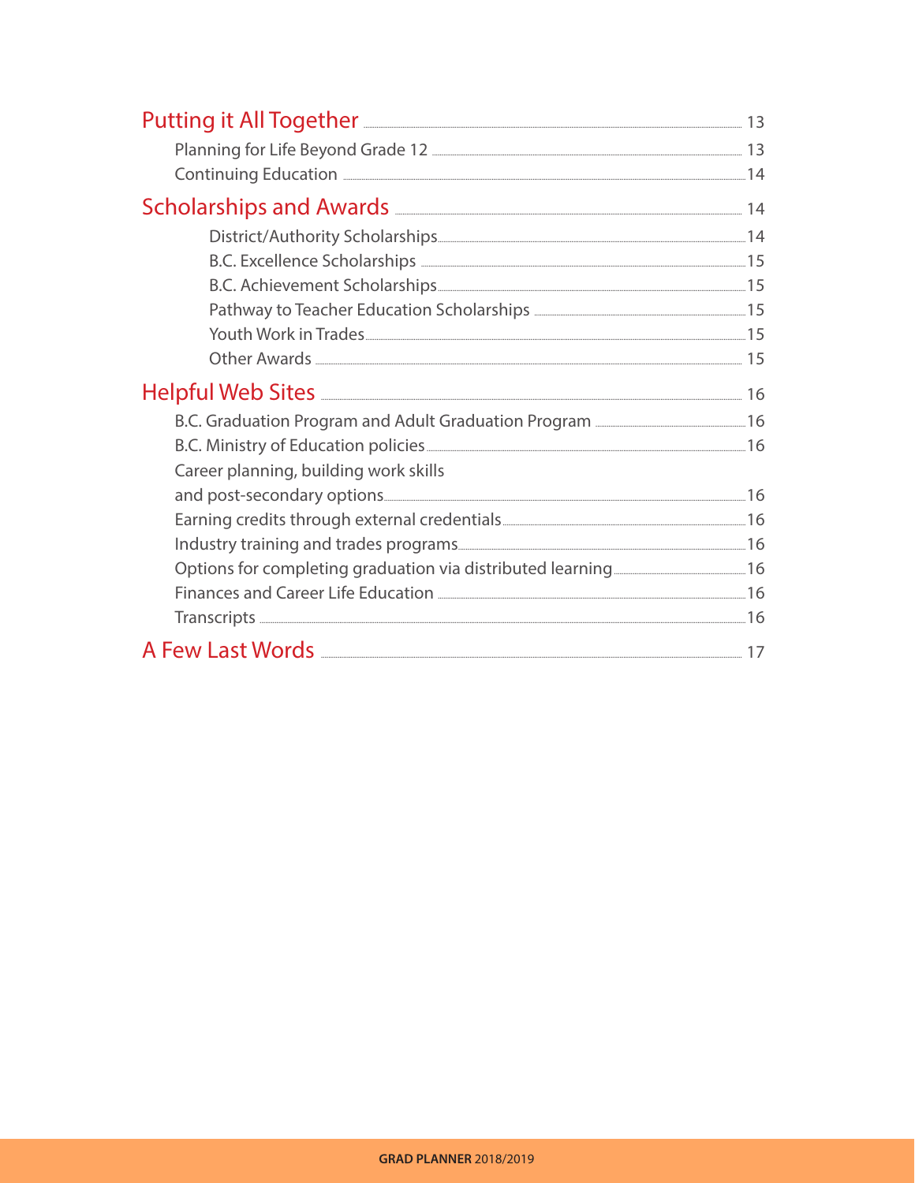| | |
|---|---|
| **Putting it All Together** | 13 |
| Planning for Life Beyond Grade 12 | 13 |
| Continuing Education | 14 |
| **Scholarships and Awards** | 14 |
| District/Authority Scholarships | 14 |
| B.C. Excellence Scholarships | 15 |
| B.C. Achievement Scholarships | 15 |
| Pathway to Teacher Education Scholarships | 15 |
| Youth Work in Trades | 15 |
| Other Awards | 15 |
| **Helpful Web Sites** | 16 |
| B.C. Graduation Program and Adult Graduation Program | 16 |
| B.C. Ministry of Education policies | 16 |
| Career planning, building work skills and post-secondary options | 16 |
| Earning credits through external credentials | 16 |
| Industry training and trades programs | 16 |
| Options for completing graduation via distributed learning | 16 |
| Finances and Career Life Education | 16 |
| Transcripts | 16 |
| **A Few Last Words** | 17 |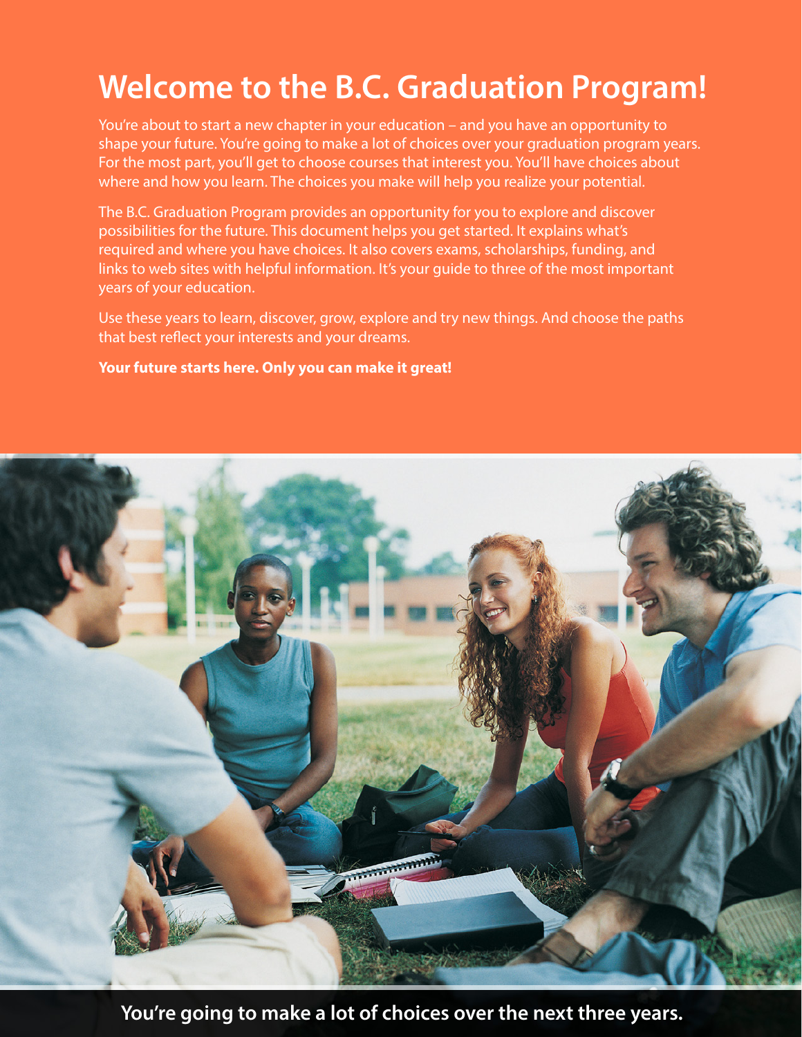# Welcome to the B.C. Graduation Program!

You're about to start a new chapter in your education – and you have an opportunity to shape your future. You're going to make a lot of choices over your graduation program years. For the most part, you'll get to choose courses that interest you. You'll have choices about where and how you learn. The choices you make will help you realize your potential.

The B.C. Graduation Program provides an opportunity for you to explore and discover possibilities for the future. This document helps you get started. It explains what's required and where you have choices. It also covers exams, scholarships, funding, and links to web sites with helpful information. It's your guide to three of the most important years of your education.

Use these years to learn, discover, grow, explore and try new things. And choose the paths that best reflect your interests and your dreams.

**Your future starts here. Only you can make it great!**

**You're going to make a lot of choices over the next three years.**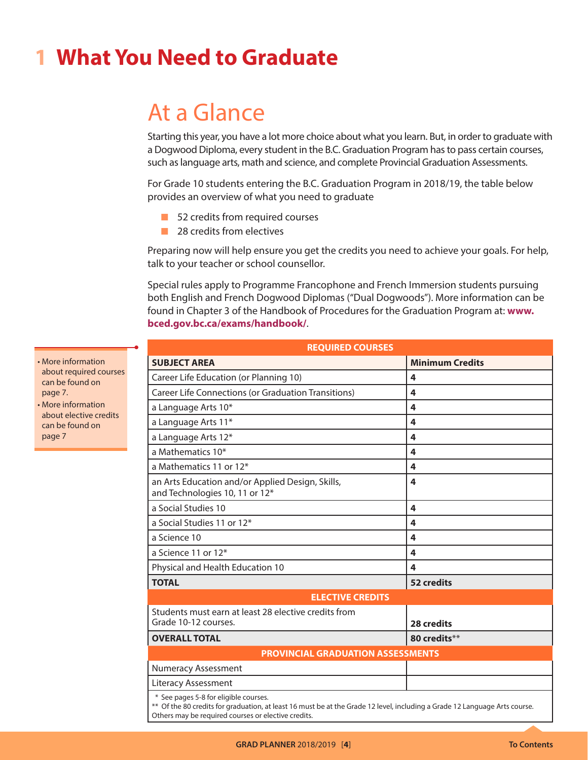# 1 What You Need to Graduate

## At a Glance

Starting this year, you have a lot more choice about what you learn. But, in order to graduate with a Dogwood Diploma, every student in the B.C. Graduation Program has to pass certain courses, such as language arts, math and science, and complete Provincial Graduation Assessments.

For Grade 10 students entering the B.C. Graduation Program in 2018/19, the table below provides an overview of what you need to graduate

- 52 credits from required courses
- 28 credits from electives

Preparing now will help ensure you get the credits you need to achieve your goals. For help, talk to your teacher or school counsellor.

Special rules apply to Programme Francophone and French Immersion students pursuing both English and French Dogwood Diplomas ("Dual Dogwoods"). More information can be found in Chapter 3 of the Handbook of Procedures for the Graduation Program at: **www.bced.gov.bc.ca/exams/handbook/**.

- More information about required courses can be found on page 7.
- More information about elective credits can be found on page 7

| REQUIRED COURSES | |
|---|---|
| **SUBJECT AREA** | **Minimum Credits** |
| Career Life Education (or Planning 10) | **4** |
| Career Life Connections (or Graduation Transitions) | **4** |
| a Language Arts 10* | **4** |
| a Language Arts 11* | **4** |
| a Language Arts 12* | **4** |
| a Mathematics 10* | **4** |
| a Mathematics 11 or 12* | **4** |
| an Arts Education and/or Applied Design, Skills, and Technologies 10, 11 or 12* | **4** |
| a Social Studies 10 | **4** |
| a Social Studies 11 or 12* | **4** |
| a Science 10 | **4** |
| a Science 11 or 12* | **4** |
| Physical and Health Education 10 | **4** |
| **TOTAL** | **52 credits** |
| **ELECTIVE CREDITS** | |
| Students must earn at least 28 elective credits from Grade 10-12 courses. | **28 credits** |
| **OVERALL TOTAL** | **80 credits**** |
| **PROVINCIAL GRADUATION ASSESSMENTS** | |
| Numeracy Assessment | |
| Literacy Assessment | |

\* See pages 5-8 for eligible courses.

** Of the 80 credits for graduation, at least 16 must be at the Grade 12 level, including a Grade 12 Language Arts course. Others may be required courses or elective credits.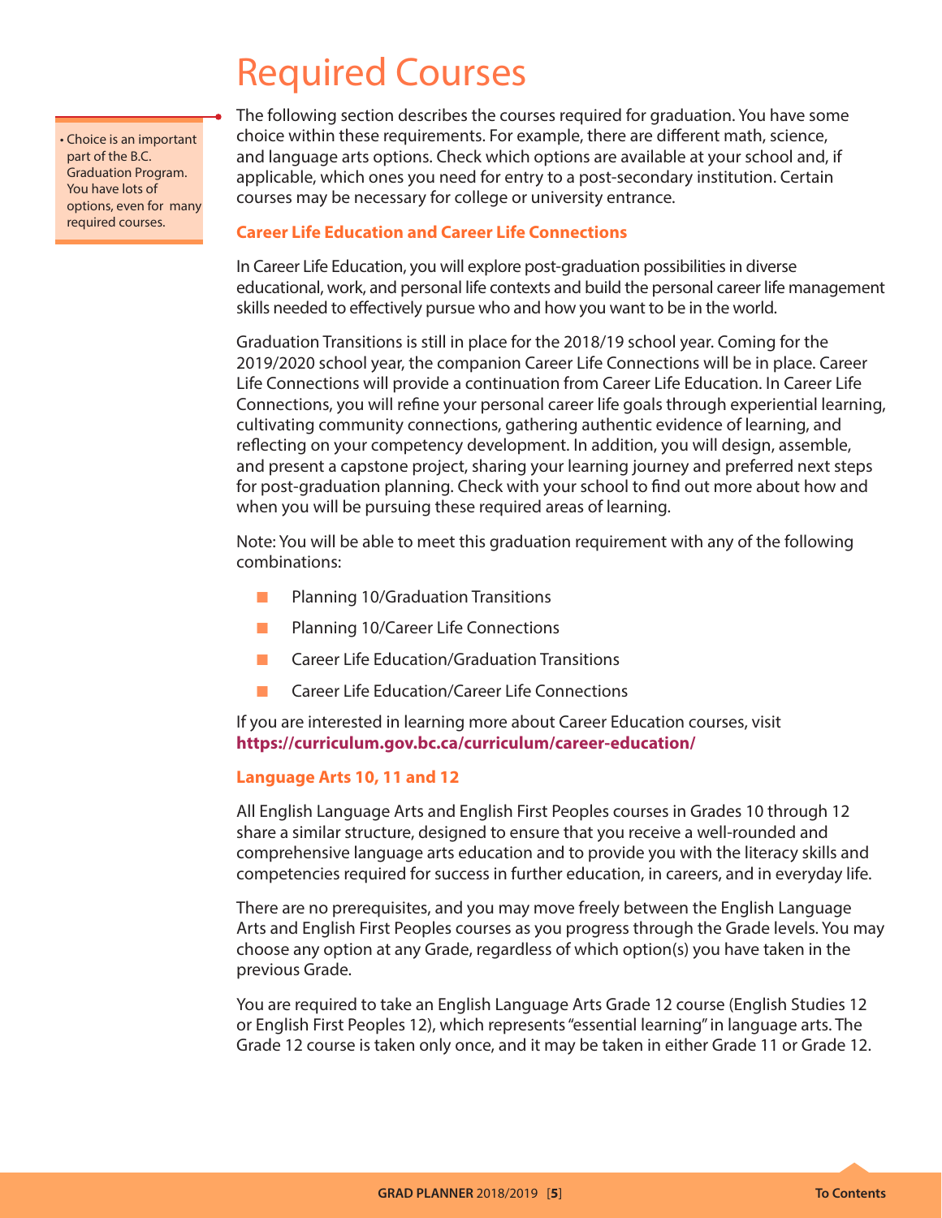# Required Courses

- Choice is an important part of the B.C. Graduation Program. You have lots of options, even for many required courses.

The following section describes the courses required for graduation. You have some choice within these requirements. For example, there are different math, science, and language arts options. Check which options are available at your school and, if applicable, which ones you need for entry to a post-secondary institution. Certain courses may be necessary for college or university entrance.

### Career Life Education and Career Life Connections

In Career Life Education, you will explore post-graduation possibilities in diverse educational, work, and personal life contexts and build the personal career life management skills needed to effectively pursue who and how you want to be in the world.

Graduation Transitions is still in place for the 2018/19 school year. Coming for the 2019/2020 school year, the companion Career Life Connections will be in place. Career Life Connections will provide a continuation from Career Life Education. In Career Life Connections, you will refine your personal career life goals through experiential learning, cultivating community connections, gathering authentic evidence of learning, and reflecting on your competency development. In addition, you will design, assemble, and present a capstone project, sharing your learning journey and preferred next steps for post-graduation planning. Check with your school to find out more about how and when you will be pursuing these required areas of learning.

Note: You will be able to meet this graduation requirement with any of the following combinations:

- Planning 10/Graduation Transitions
- Planning 10/Career Life Connections
- Career Life Education/Graduation Transitions
- Career Life Education/Career Life Connections

If you are interested in learning more about Career Education courses, visit **https://curriculum.gov.bc.ca/curriculum/career-education/**

### Language Arts 10, 11 and 12

All English Language Arts and English First Peoples courses in Grades 10 through 12 share a similar structure, designed to ensure that you receive a well-rounded and comprehensive language arts education and to provide you with the literacy skills and competencies required for success in further education, in careers, and in everyday life.

There are no prerequisites, and you may move freely between the English Language Arts and English First Peoples courses as you progress through the Grade levels. You may choose any option at any Grade, regardless of which option(s) you have taken in the previous Grade.

You are required to take an English Language Arts Grade 12 course (English Studies 12 or English First Peoples 12), which represents "essential learning" in language arts. The Grade 12 course is taken only once, and it may be taken in either Grade 11 or Grade 12.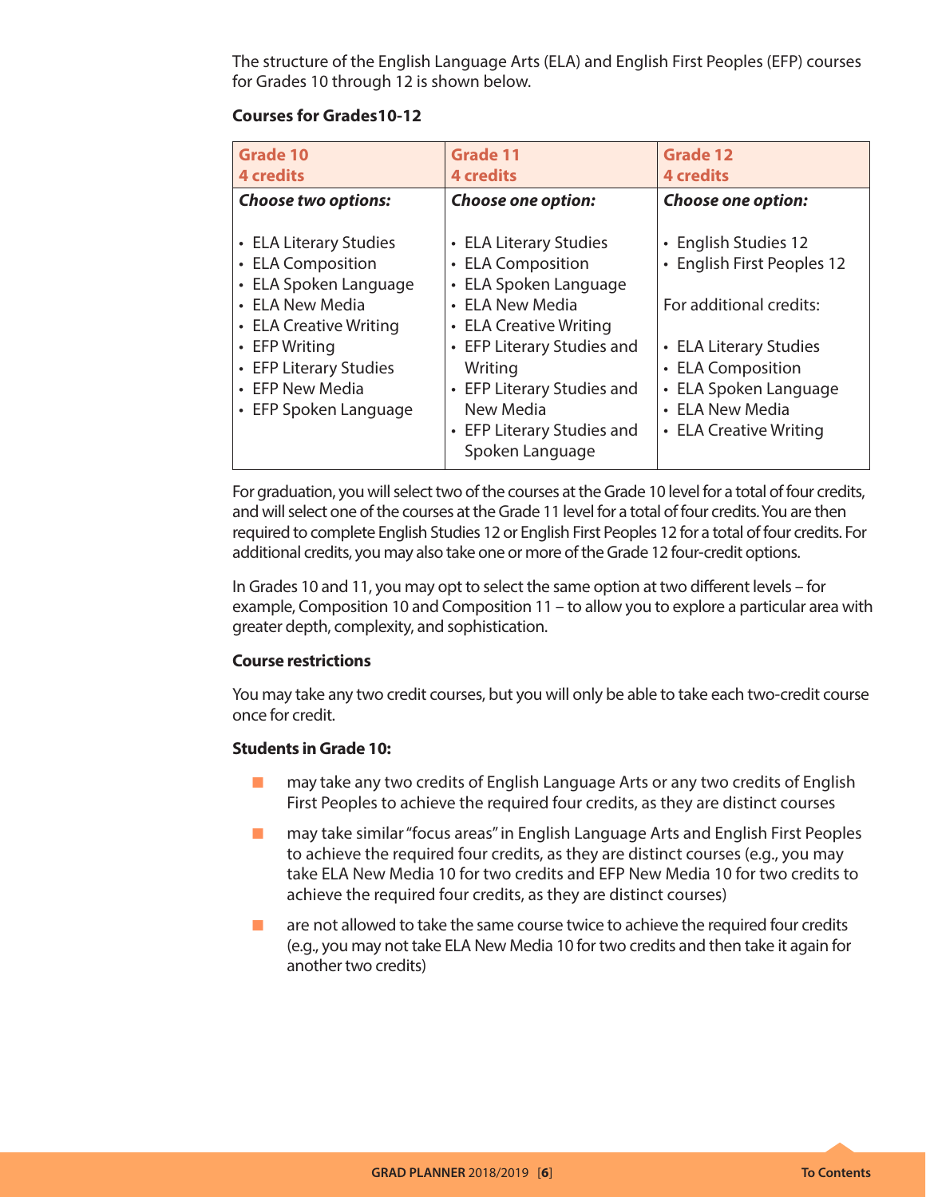The structure of the English Language Arts (ELA) and English First Peoples (EFP) courses for Grades 10 through 12 is shown below.

**Courses for Grades10-12**

| Grade 10<br>4 credits | Grade 11<br>4 credits | Grade 12<br>4 credits |
|---|---|---|
| ***Choose two options:*** | ***Choose one option:*** | ***Choose one option:*** |
| • ELA Literary Studies<br>• ELA Composition<br>• ELA Spoken Language<br>• ELA New Media<br>• ELA Creative Writing<br>• EFP Writing<br>• EFP Literary Studies<br>• EFP New Media<br>• EFP Spoken Language | • ELA Literary Studies<br>• ELA Composition<br>• ELA Spoken Language<br>• ELA New Media<br>• ELA Creative Writing<br>• EFP Literary Studies and Writing<br>• EFP Literary Studies and New Media<br>• EFP Literary Studies and Spoken Language | • English Studies 12<br>• English First Peoples 12<br><br>For additional credits:<br><br>• ELA Literary Studies<br>• ELA Composition<br>• ELA Spoken Language<br>• ELA New Media<br>• ELA Creative Writing |

For graduation, you will select two of the courses at the Grade 10 level for a total of four credits, and will select one of the courses at the Grade 11 level for a total of four credits. You are then required to complete English Studies 12 or English First Peoples 12 for a total of four credits. For additional credits, you may also take one or more of the Grade 12 four-credit options.

In Grades 10 and 11, you may opt to select the same option at two different levels – for example, Composition 10 and Composition 11 – to allow you to explore a particular area with greater depth, complexity, and sophistication.

**Course restrictions**

You may take any two credit courses, but you will only be able to take each two-credit course once for credit.

**Students in Grade 10:**

- may take any two credits of English Language Arts or any two credits of English First Peoples to achieve the required four credits, as they are distinct courses
- may take similar "focus areas" in English Language Arts and English First Peoples to achieve the required four credits, as they are distinct courses (e.g., you may take ELA New Media 10 for two credits and EFP New Media 10 for two credits to achieve the required four credits, as they are distinct courses)
- are not allowed to take the same course twice to achieve the required four credits (e.g., you may not take ELA New Media 10 for two credits and then take it again for another two credits)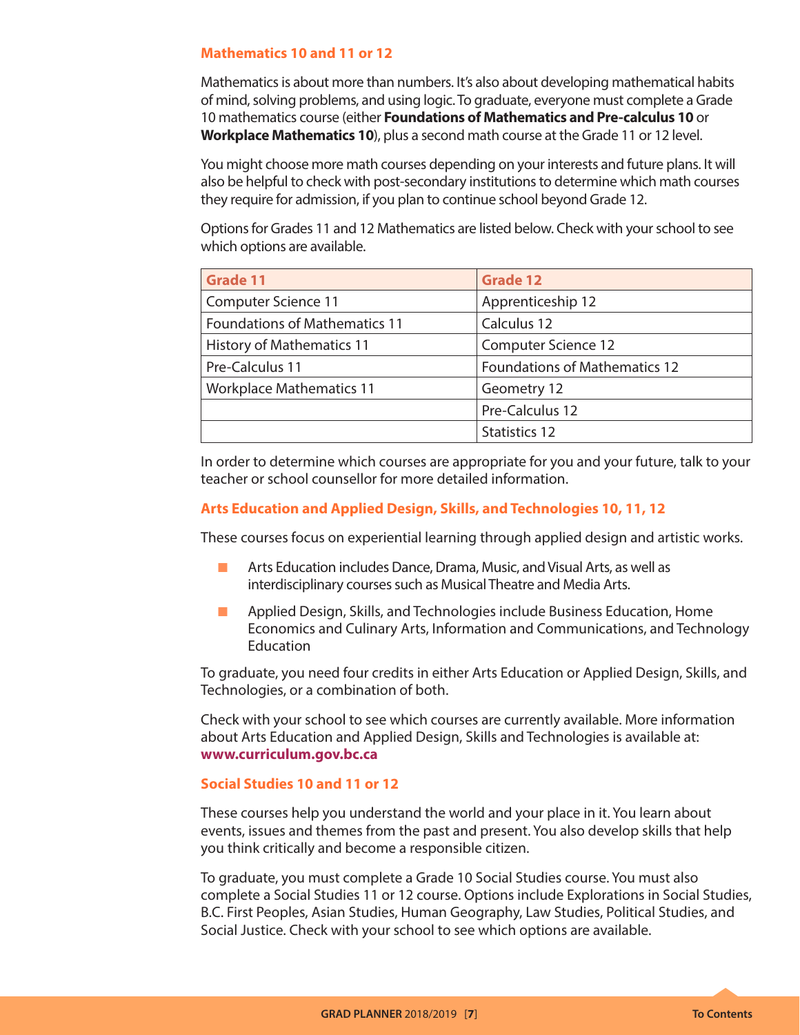### Mathematics 10 and 11 or 12

Mathematics is about more than numbers. It's also about developing mathematical habits of mind, solving problems, and using logic. To graduate, everyone must complete a Grade 10 mathematics course (either **Foundations of Mathematics and Pre-calculus 10** or **Workplace Mathematics 10**), plus a second math course at the Grade 11 or 12 level.

You might choose more math courses depending on your interests and future plans. It will also be helpful to check with post-secondary institutions to determine which math courses they require for admission, if you plan to continue school beyond Grade 12.

Options for Grades 11 and 12 Mathematics are listed below. Check with your school to see which options are available.

| Grade 11 | Grade 12 |
| --- | --- |
| Computer Science 11 | Apprenticeship 12 |
| Foundations of Mathematics 11 | Calculus 12 |
| History of Mathematics 11 | Computer Science 12 |
| Pre-Calculus 11 | Foundations of Mathematics 12 |
| Workplace Mathematics 11 | Geometry 12 |
| | Pre-Calculus 12 |
| | Statistics 12 |

In order to determine which courses are appropriate for you and your future, talk to your teacher or school counsellor for more detailed information.

### Arts Education and Applied Design, Skills, and Technologies 10, 11, 12

These courses focus on experiential learning through applied design and artistic works.

- Arts Education includes Dance, Drama, Music, and Visual Arts, as well as interdisciplinary courses such as Musical Theatre and Media Arts.
- Applied Design, Skills, and Technologies include Business Education, Home Economics and Culinary Arts, Information and Communications, and Technology Education

To graduate, you need four credits in either Arts Education or Applied Design, Skills, and Technologies, or a combination of both.

Check with your school to see which courses are currently available. More information about Arts Education and Applied Design, Skills and Technologies is available at: **www.curriculum.gov.bc.ca**

### Social Studies 10 and 11 or 12

These courses help you understand the world and your place in it. You learn about events, issues and themes from the past and present. You also develop skills that help you think critically and become a responsible citizen.

To graduate, you must complete a Grade 10 Social Studies course. You must also complete a Social Studies 11 or 12 course. Options include Explorations in Social Studies, B.C. First Peoples, Asian Studies, Human Geography, Law Studies, Political Studies, and Social Justice. Check with your school to see which options are available.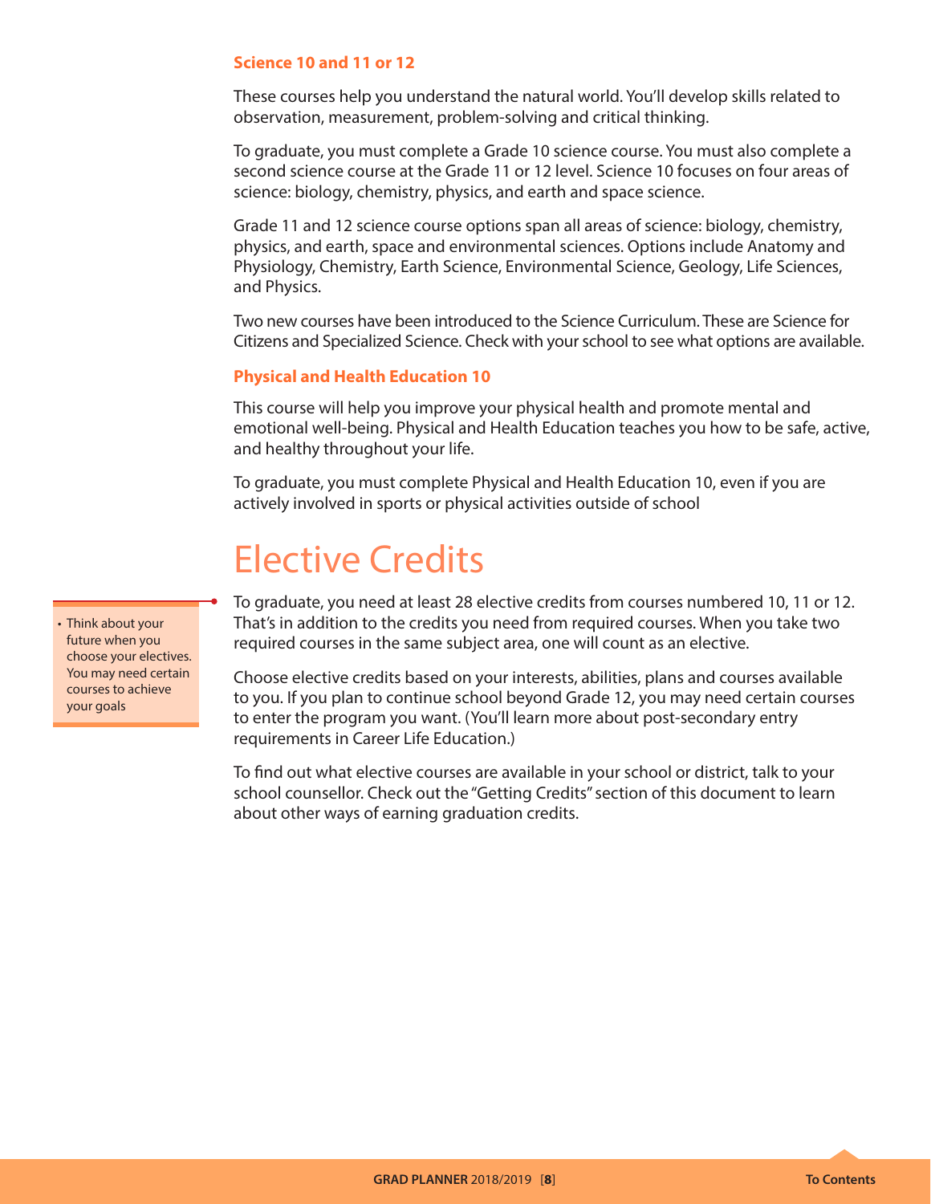### Science 10 and 11 or 12

These courses help you understand the natural world. You'll develop skills related to observation, measurement, problem-solving and critical thinking.

To graduate, you must complete a Grade 10 science course. You must also complete a second science course at the Grade 11 or 12 level. Science 10 focuses on four areas of science: biology, chemistry, physics, and earth and space science.

Grade 11 and 12 science course options span all areas of science: biology, chemistry, physics, and earth, space and environmental sciences. Options include Anatomy and Physiology, Chemistry, Earth Science, Environmental Science, Geology, Life Sciences, and Physics.

Two new courses have been introduced to the Science Curriculum. These are Science for Citizens and Specialized Science. Check with your school to see what options are available.

### Physical and Health Education 10

This course will help you improve your physical health and promote mental and emotional well-being. Physical and Health Education teaches you how to be safe, active, and healthy throughout your life.

To graduate, you must complete Physical and Health Education 10, even if you are actively involved in sports or physical activities outside of school

# Elective Credits

- Think about your future when you choose your electives. You may need certain courses to achieve your goals

To graduate, you need at least 28 elective credits from courses numbered 10, 11 or 12. That's in addition to the credits you need from required courses. When you take two required courses in the same subject area, one will count as an elective.

Choose elective credits based on your interests, abilities, plans and courses available to you. If you plan to continue school beyond Grade 12, you may need certain courses to enter the program you want. (You'll learn more about post-secondary entry requirements in Career Life Education.)

To find out what elective courses are available in your school or district, talk to your school counsellor. Check out the "Getting Credits" section of this document to learn about other ways of earning graduation credits.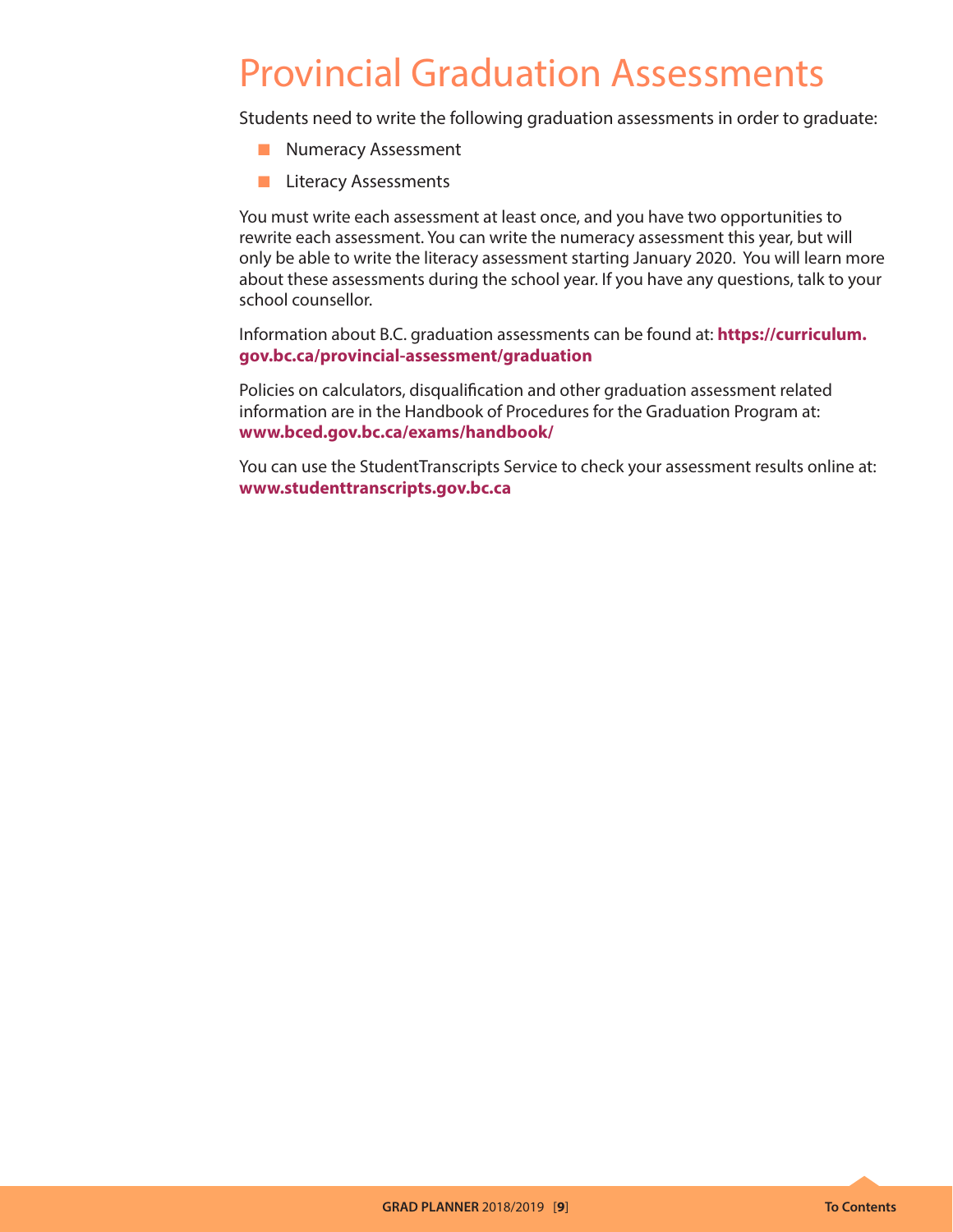# Provincial Graduation Assessments

Students need to write the following graduation assessments in order to graduate:

- Numeracy Assessment
- Literacy Assessments

You must write each assessment at least once, and you have two opportunities to rewrite each assessment. You can write the numeracy assessment this year, but will only be able to write the literacy assessment starting January 2020. You will learn more about these assessments during the school year. If you have any questions, talk to your school counsellor.

Information about B.C. graduation assessments can be found at: **https://curriculum.gov.bc.ca/provincial-assessment/graduation**

Policies on calculators, disqualification and other graduation assessment related information are in the Handbook of Procedures for the Graduation Program at: **www.bced.gov.bc.ca/exams/handbook/**

You can use the StudentTranscripts Service to check your assessment results online at: **www.studenttranscripts.gov.bc.ca**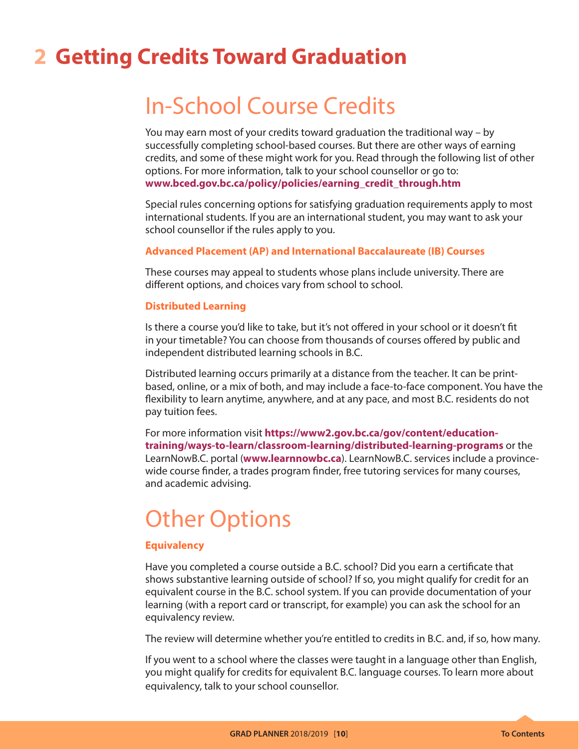# 2 Getting Credits Toward Graduation

## In-School Course Credits

You may earn most of your credits toward graduation the traditional way – by successfully completing school-based courses. But there are other ways of earning credits, and some of these might work for you. Read through the following list of other options. For more information, talk to your school counsellor or go to: **www.bced.gov.bc.ca/policy/policies/earning_credit_through.htm**

Special rules concerning options for satisfying graduation requirements apply to most international students. If you are an international student, you may want to ask your school counsellor if the rules apply to you.

### Advanced Placement (AP) and International Baccalaureate (IB) Courses

These courses may appeal to students whose plans include university. There are different options, and choices vary from school to school.

### Distributed Learning

Is there a course you'd like to take, but it's not offered in your school or it doesn't fit in your timetable? You can choose from thousands of courses offered by public and independent distributed learning schools in B.C.

Distributed learning occurs primarily at a distance from the teacher. It can be print-based, online, or a mix of both, and may include a face-to-face component. You have the flexibility to learn anytime, anywhere, and at any pace, and most B.C. residents do not pay tuition fees.

For more information visit **https://www2.gov.bc.ca/gov/content/education-training/ways-to-learn/classroom-learning/distributed-learning-programs** or the LearnNowB.C. portal (**www.learnnowbc.ca**). LearnNowB.C. services include a province-wide course finder, a trades program finder, free tutoring services for many courses, and academic advising.

## Other Options

### Equivalency

Have you completed a course outside a B.C. school? Did you earn a certificate that shows substantive learning outside of school? If so, you might qualify for credit for an equivalent course in the B.C. school system. If you can provide documentation of your learning (with a report card or transcript, for example) you can ask the school for an equivalency review.

The review will determine whether you're entitled to credits in B.C. and, if so, how many.

If you went to a school where the classes were taught in a language other than English, you might qualify for credits for equivalent B.C. language courses. To learn more about equivalency, talk to your school counsellor.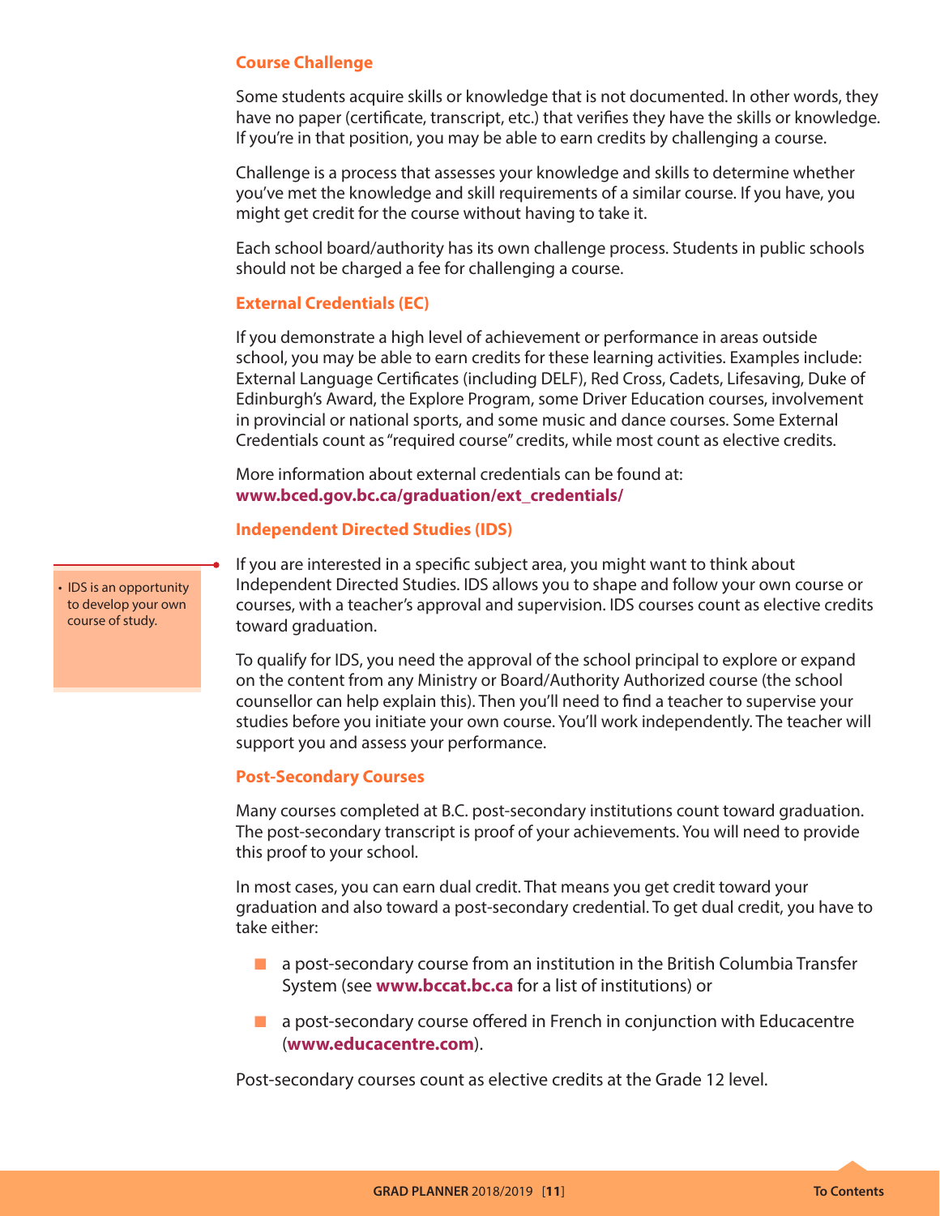### Course Challenge

Some students acquire skills or knowledge that is not documented. In other words, they have no paper (certificate, transcript, etc.) that verifies they have the skills or knowledge. If you're in that position, you may be able to earn credits by challenging a course.

Challenge is a process that assesses your knowledge and skills to determine whether you've met the knowledge and skill requirements of a similar course. If you have, you might get credit for the course without having to take it.

Each school board/authority has its own challenge process. Students in public schools should not be charged a fee for challenging a course.

### External Credentials (EC)

If you demonstrate a high level of achievement or performance in areas outside school, you may be able to earn credits for these learning activities. Examples include: External Language Certificates (including DELF), Red Cross, Cadets, Lifesaving, Duke of Edinburgh's Award, the Explore Program, some Driver Education courses, involvement in provincial or national sports, and some music and dance courses. Some External Credentials count as "required course" credits, while most count as elective credits.

More information about external credentials can be found at:
**www.bced.gov.bc.ca/graduation/ext_credentials/**

### Independent Directed Studies (IDS)

- IDS is an opportunity to develop your own course of study.

If you are interested in a specific subject area, you might want to think about Independent Directed Studies. IDS allows you to shape and follow your own course or courses, with a teacher's approval and supervision. IDS courses count as elective credits toward graduation.

To qualify for IDS, you need the approval of the school principal to explore or expand on the content from any Ministry or Board/Authority Authorized course (the school counsellor can help explain this). Then you'll need to find a teacher to supervise your studies before you initiate your own course. You'll work independently. The teacher will support you and assess your performance.

### Post-Secondary Courses

Many courses completed at B.C. post-secondary institutions count toward graduation. The post-secondary transcript is proof of your achievements. You will need to provide this proof to your school.

In most cases, you can earn dual credit. That means you get credit toward your graduation and also toward a post-secondary credential. To get dual credit, you have to take either:

- a post-secondary course from an institution in the British Columbia Transfer System (see **www.bccat.bc.ca** for a list of institutions) or
- a post-secondary course offered in French in conjunction with Educacentre (**www.educacentre.com**).

Post-secondary courses count as elective credits at the Grade 12 level.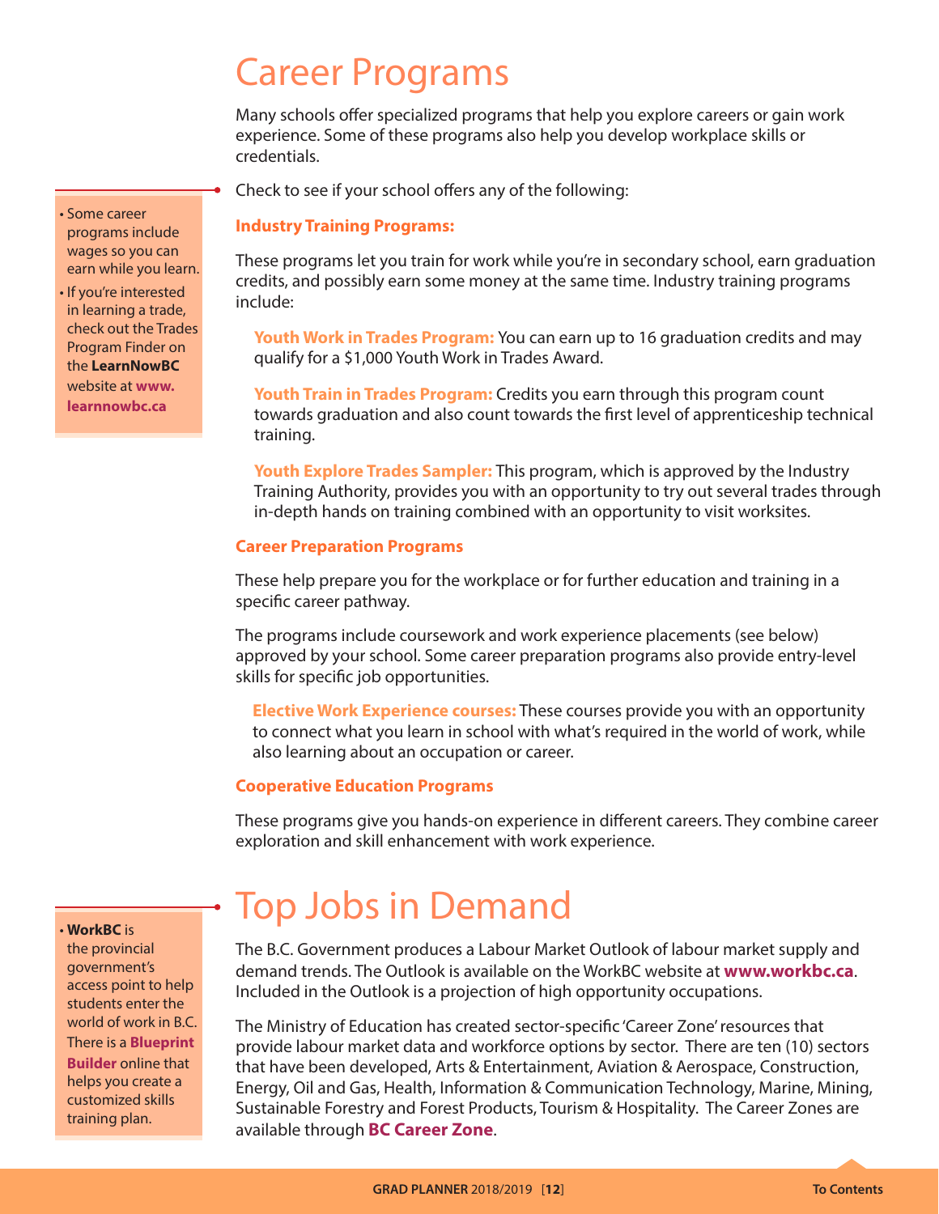# Career Programs

Many schools offer specialized programs that help you explore careers or gain work experience. Some of these programs also help you develop workplace skills or credentials.

- Some career programs include wages so you can earn while you learn.
- If you're interested in learning a trade, check out the Trades Program Finder on the **LearnNowBC** website at **www.learnnowbc.ca**

Check to see if your school offers any of the following:

### Industry Training Programs:

These programs let you train for work while you're in secondary school, earn graduation credits, and possibly earn some money at the same time. Industry training programs include:

**Youth Work in Trades Program:** You can earn up to 16 graduation credits and may qualify for a $1,000 Youth Work in Trades Award.

**Youth Train in Trades Program:** Credits you earn through this program count towards graduation and also count towards the first level of apprenticeship technical training.

**Youth Explore Trades Sampler:** This program, which is approved by the Industry Training Authority, provides you with an opportunity to try out several trades through in-depth hands on training combined with an opportunity to visit worksites.

### Career Preparation Programs

These help prepare you for the workplace or for further education and training in a specific career pathway.

The programs include coursework and work experience placements (see below) approved by your school. Some career preparation programs also provide entry-level skills for specific job opportunities.

**Elective Work Experience courses:** These courses provide you with an opportunity to connect what you learn in school with what's required in the world of work, while also learning about an occupation or career.

### Cooperative Education Programs

These programs give you hands-on experience in different careers. They combine career exploration and skill enhancement with work experience.

# Top Jobs in Demand

- **WorkBC** is the provincial government's access point to help students enter the world of work in B.C. There is a **Blueprint Builder** online that helps you create a customized skills training plan.

The B.C. Government produces a Labour Market Outlook of labour market supply and demand trends. The Outlook is available on the WorkBC website at **www.workbc.ca**. Included in the Outlook is a projection of high opportunity occupations.

The Ministry of Education has created sector-specific 'Career Zone' resources that provide labour market data and workforce options by sector. There are ten (10) sectors that have been developed, Arts & Entertainment, Aviation & Aerospace, Construction, Energy, Oil and Gas, Health, Information & Communication Technology, Marine, Mining, Sustainable Forestry and Forest Products, Tourism & Hospitality. The Career Zones are available through **BC Career Zone**.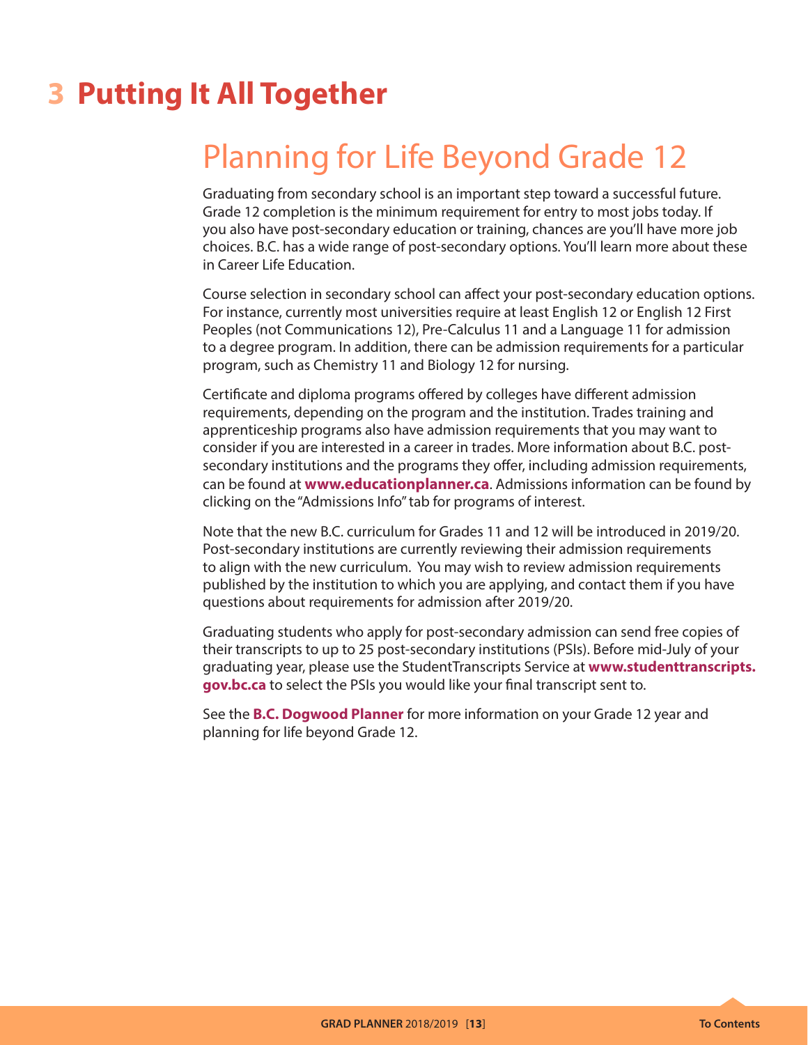# 3 Putting It All Together

## Planning for Life Beyond Grade 12

Graduating from secondary school is an important step toward a successful future. Grade 12 completion is the minimum requirement for entry to most jobs today. If you also have post-secondary education or training, chances are you'll have more job choices. B.C. has a wide range of post-secondary options. You'll learn more about these in Career Life Education.

Course selection in secondary school can affect your post-secondary education options. For instance, currently most universities require at least English 12 or English 12 First Peoples (not Communications 12), Pre-Calculus 11 and a Language 11 for admission to a degree program. In addition, there can be admission requirements for a particular program, such as Chemistry 11 and Biology 12 for nursing.

Certificate and diploma programs offered by colleges have different admission requirements, depending on the program and the institution. Trades training and apprenticeship programs also have admission requirements that you may want to consider if you are interested in a career in trades. More information about B.C. post-secondary institutions and the programs they offer, including admission requirements, can be found at **www.educationplanner.ca**. Admissions information can be found by clicking on the "Admissions Info" tab for programs of interest.

Note that the new B.C. curriculum for Grades 11 and 12 will be introduced in 2019/20. Post-secondary institutions are currently reviewing their admission requirements to align with the new curriculum. You may wish to review admission requirements published by the institution to which you are applying, and contact them if you have questions about requirements for admission after 2019/20.

Graduating students who apply for post-secondary admission can send free copies of their transcripts to up to 25 post-secondary institutions (PSIs). Before mid-July of your graduating year, please use the StudentTranscripts Service at **www.studenttranscripts.gov.bc.ca** to select the PSIs you would like your final transcript sent to.

See the **B.C. Dogwood Planner** for more information on your Grade 12 year and planning for life beyond Grade 12.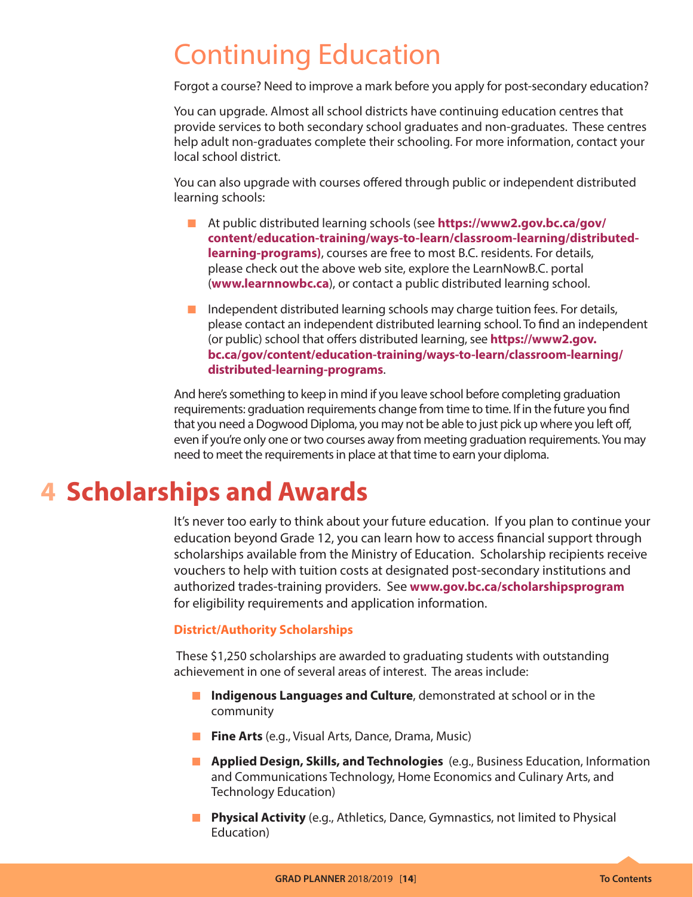# Continuing Education

Forgot a course? Need to improve a mark before you apply for post-secondary education?

You can upgrade. Almost all school districts have continuing education centres that provide services to both secondary school graduates and non-graduates. These centres help adult non-graduates complete their schooling. For more information, contact your local school district.

You can also upgrade with courses offered through public or independent distributed learning schools:

- At public distributed learning schools (see **https://www2.gov.bc.ca/gov/content/education-training/ways-to-learn/classroom-learning/distributed-learning-programs)**, courses are free to most B.C. residents. For details, please check out the above web site, explore the LearnNowB.C. portal (**www.learnnowbc.ca**), or contact a public distributed learning school.
- Independent distributed learning schools may charge tuition fees. For details, please contact an independent distributed learning school. To find an independent (or public) school that offers distributed learning, see **https://www2.gov.bc.ca/gov/content/education-training/ways-to-learn/classroom-learning/distributed-learning-programs**.

And here's something to keep in mind if you leave school before completing graduation requirements: graduation requirements change from time to time. If in the future you find that you need a Dogwood Diploma, you may not be able to just pick up where you left off, even if you're only one or two courses away from meeting graduation requirements. You may need to meet the requirements in place at that time to earn your diploma.

# 4 Scholarships and Awards

It's never too early to think about your future education. If you plan to continue your education beyond Grade 12, you can learn how to access financial support through scholarships available from the Ministry of Education. Scholarship recipients receive vouchers to help with tuition costs at designated post-secondary institutions and authorized trades-training providers. See **www.gov.bc.ca/scholarshipsprogram** for eligibility requirements and application information.

### District/Authority Scholarships

These $1,250 scholarships are awarded to graduating students with outstanding achievement in one of several areas of interest. The areas include:

- **Indigenous Languages and Culture**, demonstrated at school or in the community
- **Fine Arts** (e.g., Visual Arts, Dance, Drama, Music)
- **Applied Design, Skills, and Technologies** (e.g., Business Education, Information and Communications Technology, Home Economics and Culinary Arts, and Technology Education)
- **Physical Activity** (e.g., Athletics, Dance, Gymnastics, not limited to Physical Education)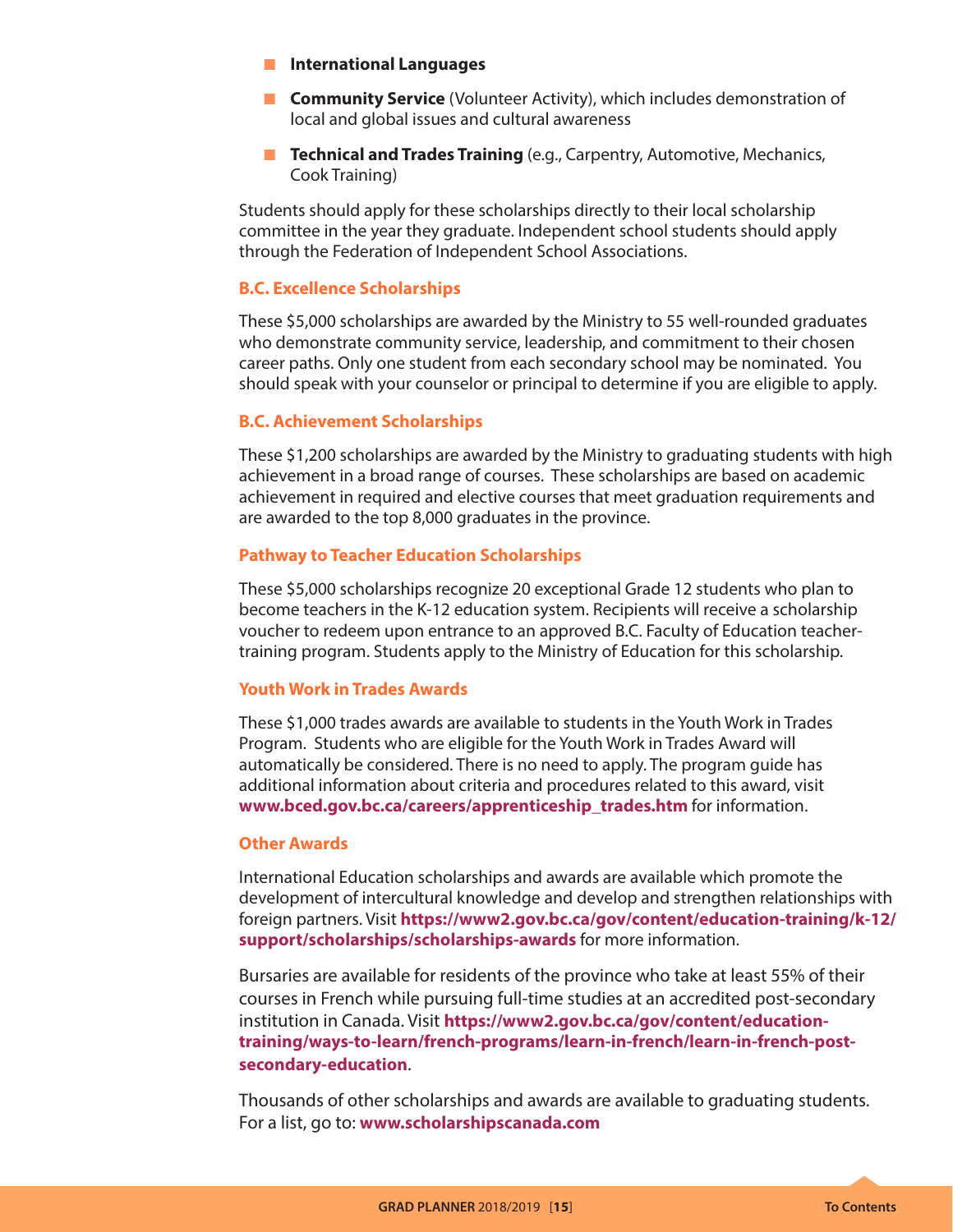- **International Languages**
- **Community Service** (Volunteer Activity), which includes demonstration of local and global issues and cultural awareness
- **Technical and Trades Training** (e.g., Carpentry, Automotive, Mechanics, Cook Training)

Students should apply for these scholarships directly to their local scholarship committee in the year they graduate. Independent school students should apply through the Federation of Independent School Associations.

### B.C. Excellence Scholarships

These $5,000 scholarships are awarded by the Ministry to 55 well-rounded graduates who demonstrate community service, leadership, and commitment to their chosen career paths. Only one student from each secondary school may be nominated. You should speak with your counselor or principal to determine if you are eligible to apply.

### B.C. Achievement Scholarships

These $1,200 scholarships are awarded by the Ministry to graduating students with high achievement in a broad range of courses. These scholarships are based on academic achievement in required and elective courses that meet graduation requirements and are awarded to the top 8,000 graduates in the province.

### Pathway to Teacher Education Scholarships

These $5,000 scholarships recognize 20 exceptional Grade 12 students who plan to become teachers in the K-12 education system. Recipients will receive a scholarship voucher to redeem upon entrance to an approved B.C. Faculty of Education teacher-training program. Students apply to the Ministry of Education for this scholarship.

### Youth Work in Trades Awards

These $1,000 trades awards are available to students in the Youth Work in Trades Program. Students who are eligible for the Youth Work in Trades Award will automatically be considered. There is no need to apply. The program guide has additional information about criteria and procedures related to this award, visit **www.bced.gov.bc.ca/careers/apprenticeship_trades.htm** for information.

### Other Awards

International Education scholarships and awards are available which promote the development of intercultural knowledge and develop and strengthen relationships with foreign partners. Visit **https://www2.gov.bc.ca/gov/content/education-training/k-12/support/scholarships/scholarships-awards** for more information.

Bursaries are available for residents of the province who take at least 55% of their courses in French while pursuing full-time studies at an accredited post-secondary institution in Canada. Visit **https://www2.gov.bc.ca/gov/content/education-training/ways-to-learn/french-programs/learn-in-french/learn-in-french-post-secondary-education**.

Thousands of other scholarships and awards are available to graduating students. For a list, go to: **www.scholarshipscanada.com**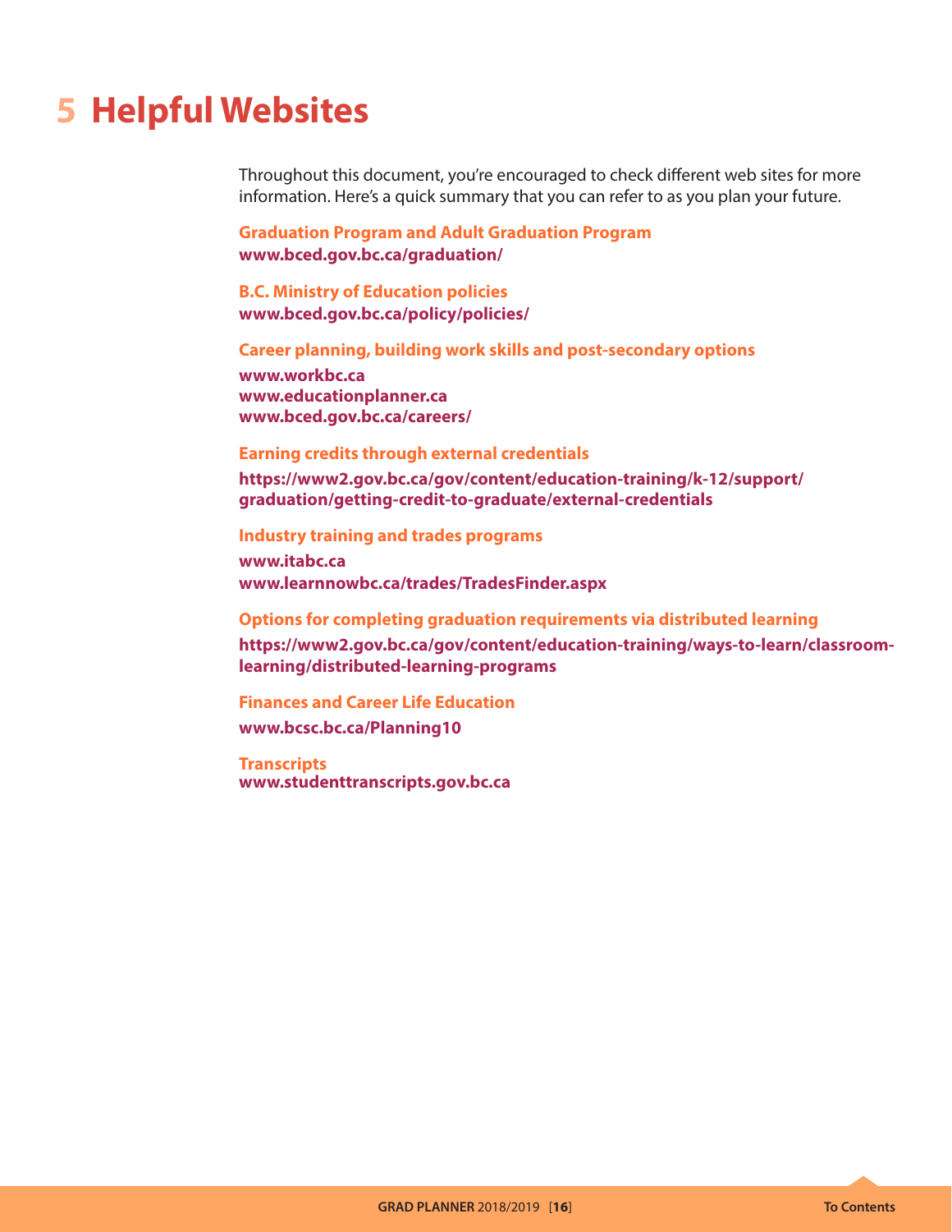# 5 Helpful Websites

Throughout this document, you're encouraged to check different web sites for more information. Here's a quick summary that you can refer to as you plan your future.

**Graduation Program and Adult Graduation Program**
**www.bced.gov.bc.ca/graduation/**

**B.C. Ministry of Education policies**
**www.bced.gov.bc.ca/policy/policies/**

**Career planning, building work skills and post-secondary options**

**www.workbc.ca**
**www.educationplanner.ca**
**www.bced.gov.bc.ca/careers/**

**Earning credits through external credentials**

**https://www2.gov.bc.ca/gov/content/education-training/k-12/support/graduation/getting-credit-to-graduate/external-credentials**

**Industry training and trades programs**

**www.itabc.ca**
**www.learnnowbc.ca/trades/TradesFinder.aspx**

**Options for completing graduation requirements via distributed learning**

**https://www2.gov.bc.ca/gov/content/education-training/ways-to-learn/classroom-learning/distributed-learning-programs**

**Finances and Career Life Education**

**www.bcsc.bc.ca/Planning10**

**Transcripts**
**www.studenttranscripts.gov.bc.ca**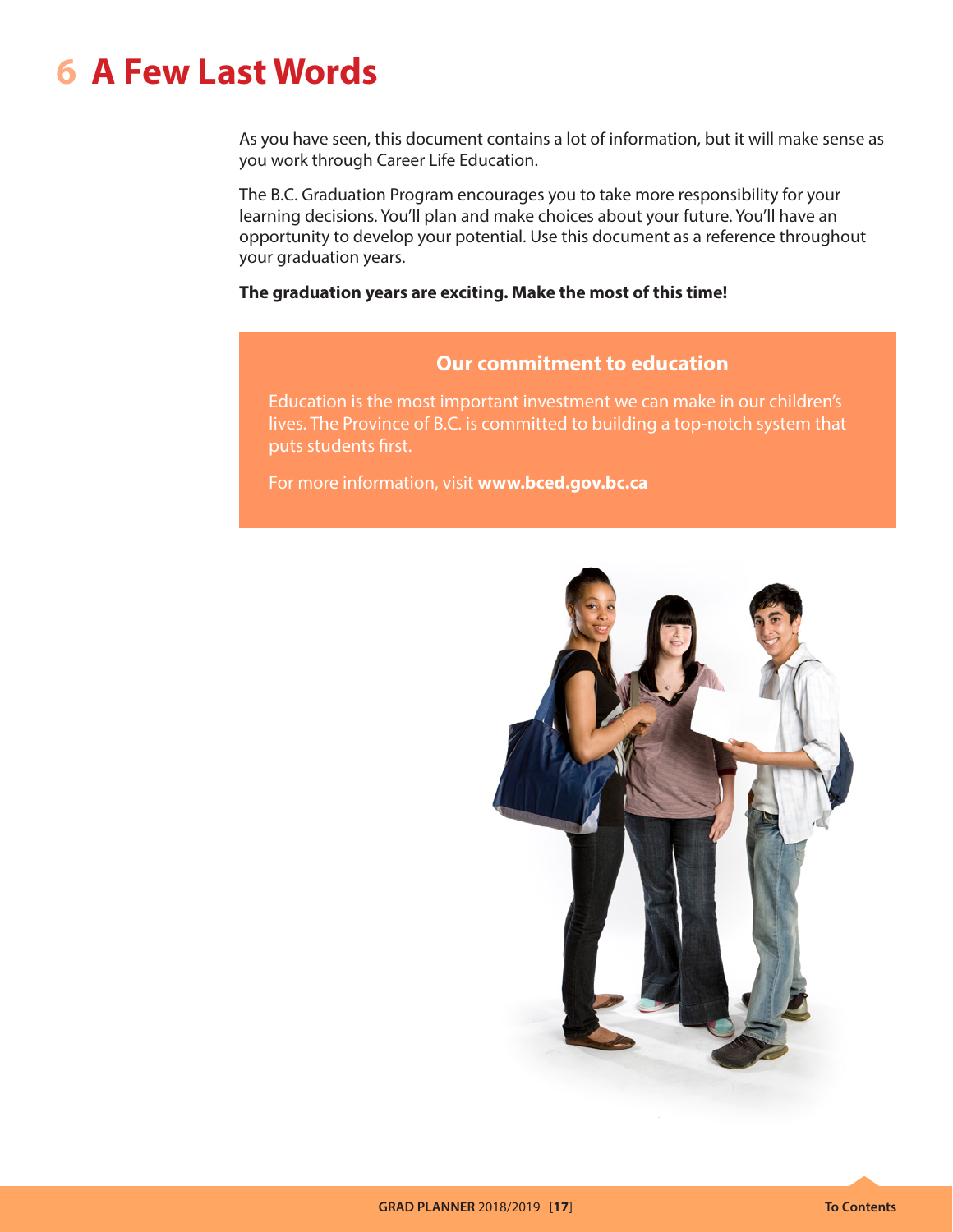# 6 A Few Last Words

As you have seen, this document contains a lot of information, but it will make sense as you work through Career Life Education.

The B.C. Graduation Program encourages you to take more responsibility for your learning decisions. You'll plan and make choices about your future. You'll have an opportunity to develop your potential. Use this document as a reference throughout your graduation years.

**The graduation years are exciting. Make the most of this time!**

## Our commitment to education

Education is the most important investment we can make in our children's lives. The Province of B.C. is committed to building a top-notch system that puts students first.

For more information, visit **www.bced.gov.bc.ca**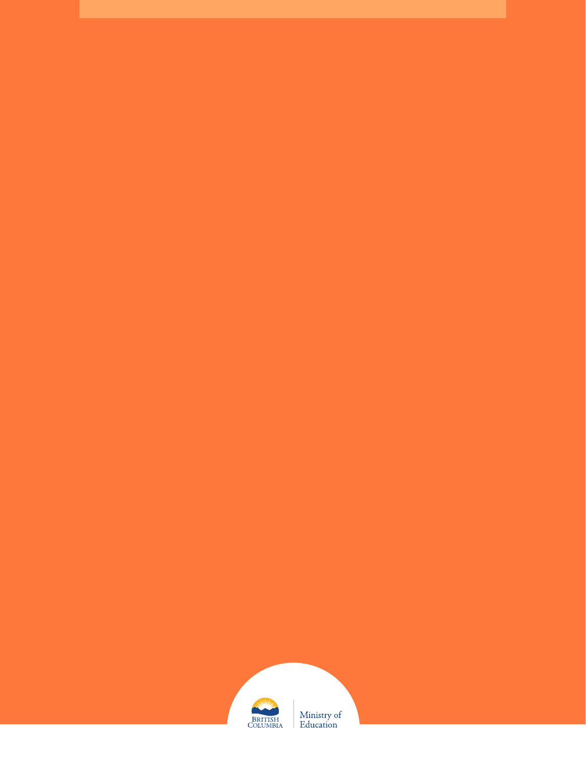British Columbia

Ministry of Education